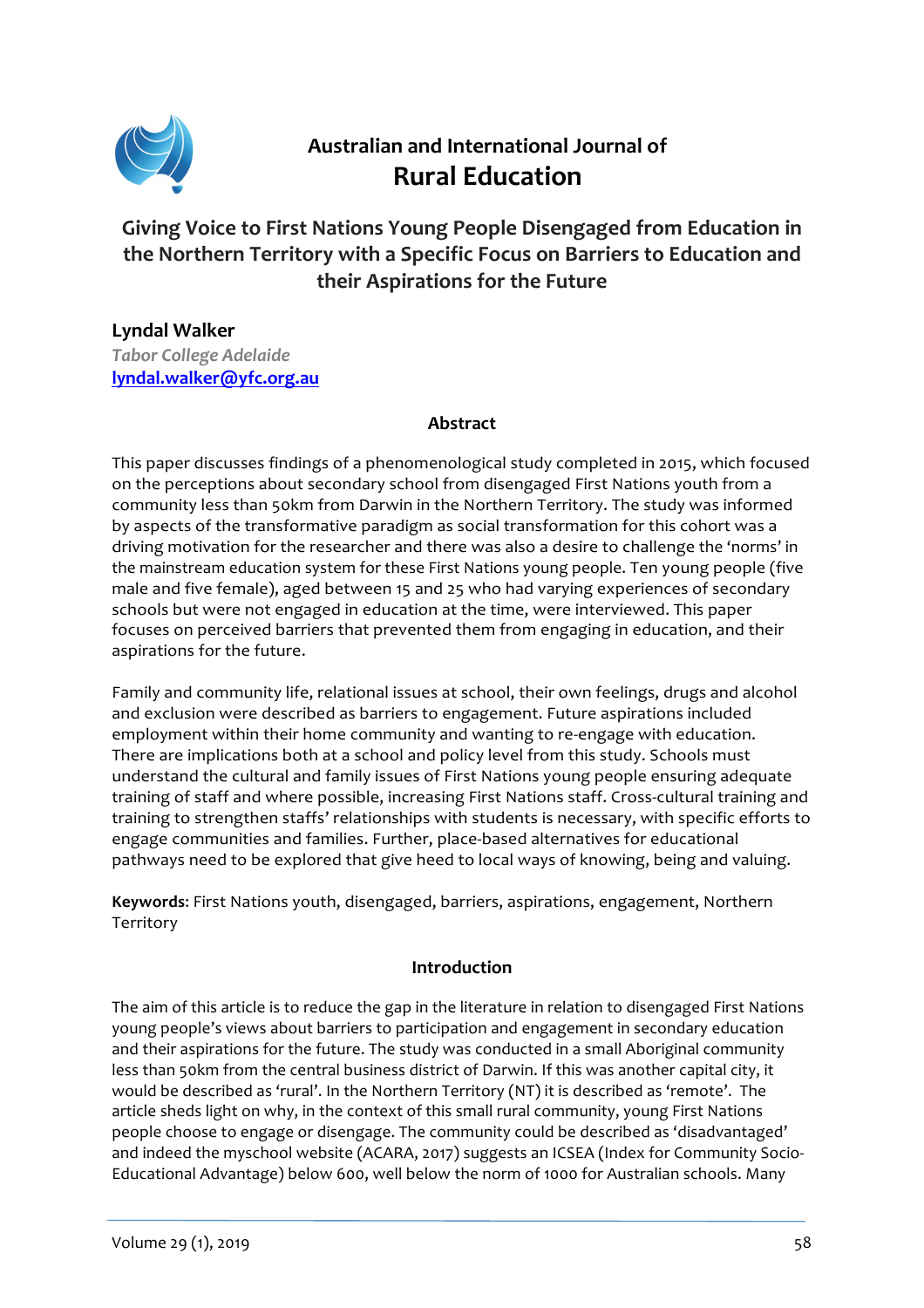Australian and International Journal of
**Rural Education**

# Giving Voice to First Nations Young People Disengaged from Education in the Northern Territory with a Specific Focus on Barriers to Education and their Aspirations for the Future

**Lyndal Walker**
*Tabor College Adelaide*
lyndal.walker@yfc.org.au

## Abstract

This paper discusses findings of a phenomenological study completed in 2015, which focused on the perceptions about secondary school from disengaged First Nations youth from a community less than 50km from Darwin in the Northern Territory. The study was informed by aspects of the transformative paradigm as social transformation for this cohort was a driving motivation for the researcher and there was also a desire to challenge the 'norms' in the mainstream education system for these First Nations young people. Ten young people (five male and five female), aged between 15 and 25 who had varying experiences of secondary schools but were not engaged in education at the time, were interviewed. This paper focuses on perceived barriers that prevented them from engaging in education, and their aspirations for the future.

Family and community life, relational issues at school, their own feelings, drugs and alcohol and exclusion were described as barriers to engagement. Future aspirations included employment within their home community and wanting to re-engage with education. There are implications both at a school and policy level from this study. Schools must understand the cultural and family issues of First Nations young people ensuring adequate training of staff and where possible, increasing First Nations staff. Cross-cultural training and training to strengthen staffs' relationships with students is necessary, with specific efforts to engage communities and families. Further, place-based alternatives for educational pathways need to be explored that give heed to local ways of knowing, being and valuing.

**Keywords**: First Nations youth, disengaged, barriers, aspirations, engagement, Northern Territory

## Introduction

The aim of this article is to reduce the gap in the literature in relation to disengaged First Nations young people's views about barriers to participation and engagement in secondary education and their aspirations for the future. The study was conducted in a small Aboriginal community less than 50km from the central business district of Darwin. If this was another capital city, it would be described as 'rural'. In the Northern Territory (NT) it is described as 'remote'. The article sheds light on why, in the context of this small rural community, young First Nations people choose to engage or disengage. The community could be described as 'disadvantaged' and indeed the myschool website (ACARA, 2017) suggests an ICSEA (Index for Community Socio-Educational Advantage) below 600, well below the norm of 1000 for Australian schools. Many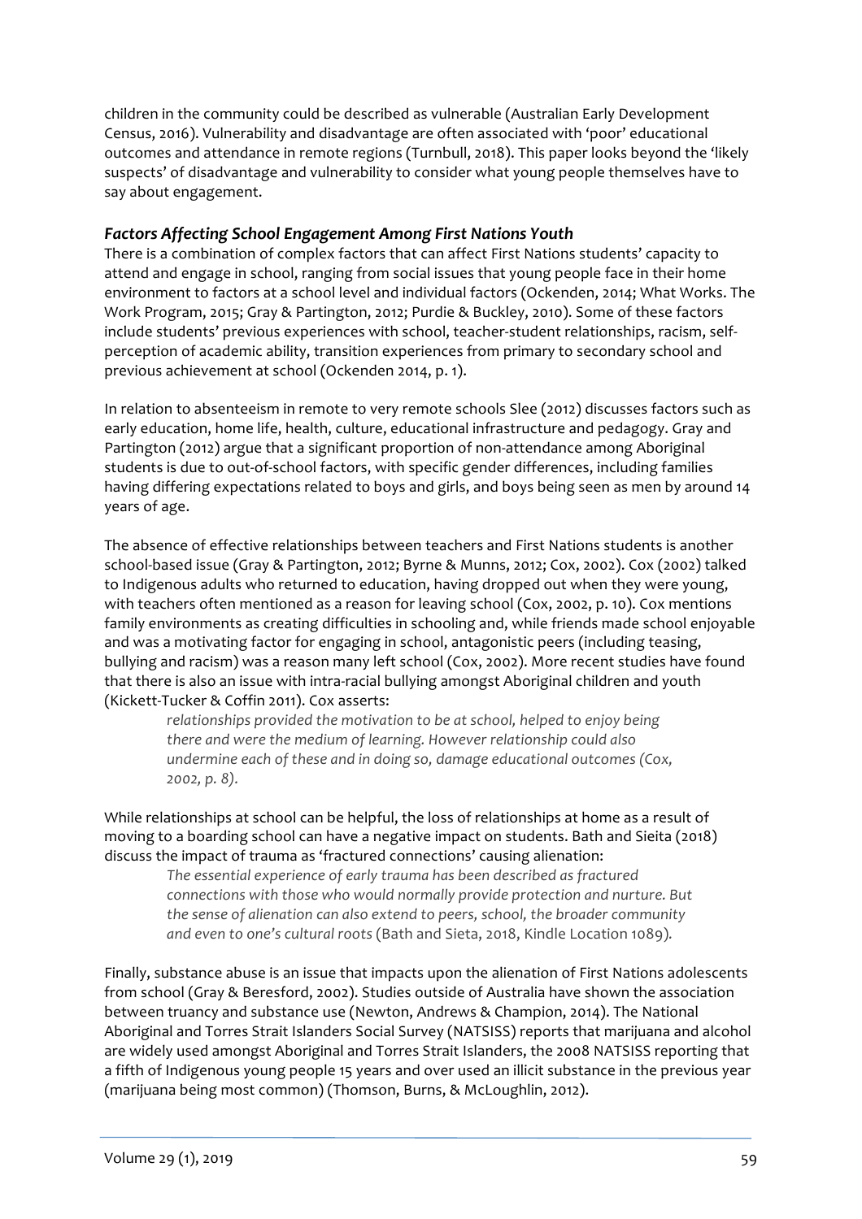children in the community could be described as vulnerable (Australian Early Development Census, 2016). Vulnerability and disadvantage are often associated with 'poor' educational outcomes and attendance in remote regions (Turnbull, 2018). This paper looks beyond the 'likely suspects' of disadvantage and vulnerability to consider what young people themselves have to say about engagement.

### *Factors Affecting School Engagement Among First Nations Youth*

There is a combination of complex factors that can affect First Nations students' capacity to attend and engage in school, ranging from social issues that young people face in their home environment to factors at a school level and individual factors (Ockenden, 2014; What Works. The Work Program, 2015; Gray & Partington, 2012; Purdie & Buckley, 2010). Some of these factors include students' previous experiences with school, teacher-student relationships, racism, self-perception of academic ability, transition experiences from primary to secondary school and previous achievement at school (Ockenden 2014, p. 1).

In relation to absenteeism in remote to very remote schools Slee (2012) discusses factors such as early education, home life, health, culture, educational infrastructure and pedagogy. Gray and Partington (2012) argue that a significant proportion of non-attendance among Aboriginal students is due to out-of-school factors, with specific gender differences, including families having differing expectations related to boys and girls, and boys being seen as men by around 14 years of age.

The absence of effective relationships between teachers and First Nations students is another school-based issue (Gray & Partington, 2012; Byrne & Munns, 2012; Cox, 2002). Cox (2002) talked to Indigenous adults who returned to education, having dropped out when they were young, with teachers often mentioned as a reason for leaving school (Cox, 2002, p. 10). Cox mentions family environments as creating difficulties in schooling and, while friends made school enjoyable and was a motivating factor for engaging in school, antagonistic peers (including teasing, bullying and racism) was a reason many left school (Cox, 2002). More recent studies have found that there is also an issue with intra-racial bullying amongst Aboriginal children and youth (Kickett-Tucker & Coffin 2011). Cox asserts:

> *relationships provided the motivation to be at school, helped to enjoy being there and were the medium of learning. However relationship could also undermine each of these and in doing so, damage educational outcomes (Cox, 2002, p. 8).*

While relationships at school can be helpful, the loss of relationships at home as a result of moving to a boarding school can have a negative impact on students. Bath and Sieita (2018) discuss the impact of trauma as 'fractured connections' causing alienation:

> *The essential experience of early trauma has been described as fractured connections with those who would normally provide protection and nurture. But the sense of alienation can also extend to peers, school, the broader community and even to one's cultural roots* (Bath and Sieta, 2018, Kindle Location 1089).

Finally, substance abuse is an issue that impacts upon the alienation of First Nations adolescents from school (Gray & Beresford, 2002). Studies outside of Australia have shown the association between truancy and substance use (Newton, Andrews & Champion, 2014). The National Aboriginal and Torres Strait Islanders Social Survey (NATSISS) reports that marijuana and alcohol are widely used amongst Aboriginal and Torres Strait Islanders, the 2008 NATSISS reporting that a fifth of Indigenous young people 15 years and over used an illicit substance in the previous year (marijuana being most common) (Thomson, Burns, & McLoughlin, 2012).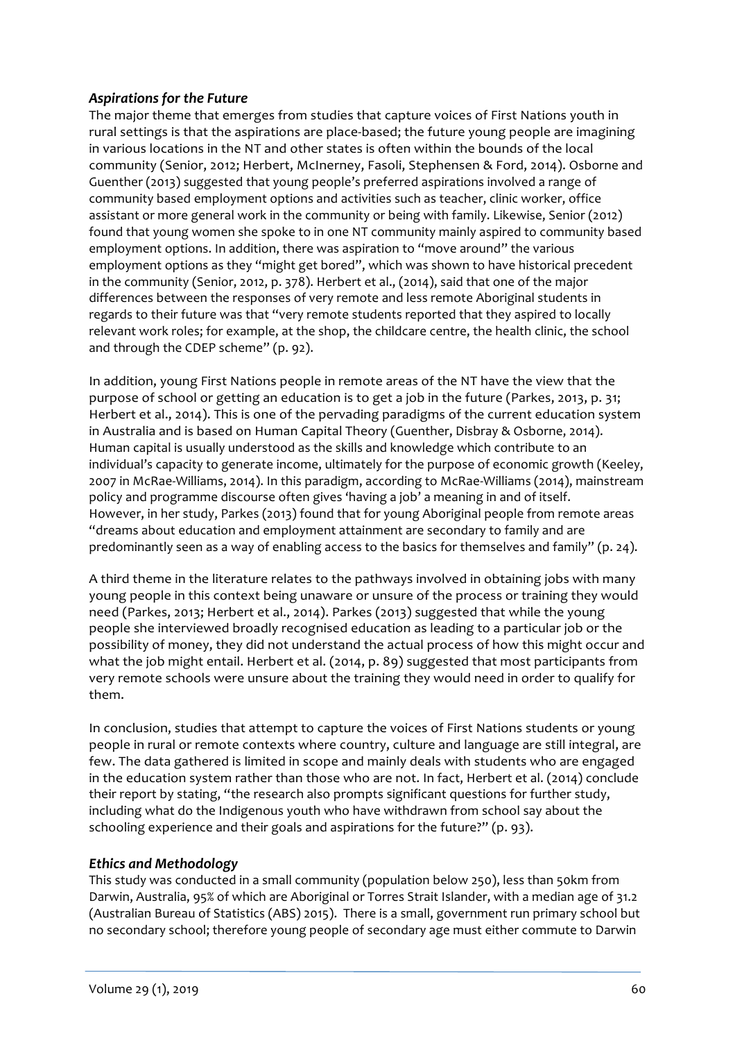### *Aspirations for the Future*

The major theme that emerges from studies that capture voices of First Nations youth in rural settings is that the aspirations are place-based; the future young people are imagining in various locations in the NT and other states is often within the bounds of the local community (Senior, 2012; Herbert, McInerney, Fasoli, Stephensen & Ford, 2014). Osborne and Guenther (2013) suggested that young people's preferred aspirations involved a range of community based employment options and activities such as teacher, clinic worker, office assistant or more general work in the community or being with family. Likewise, Senior (2012) found that young women she spoke to in one NT community mainly aspired to community based employment options. In addition, there was aspiration to "move around" the various employment options as they "might get bored", which was shown to have historical precedent in the community (Senior, 2012, p. 378). Herbert et al., (2014), said that one of the major differences between the responses of very remote and less remote Aboriginal students in regards to their future was that "very remote students reported that they aspired to locally relevant work roles; for example, at the shop, the childcare centre, the health clinic, the school and through the CDEP scheme" (p. 92).

In addition, young First Nations people in remote areas of the NT have the view that the purpose of school or getting an education is to get a job in the future (Parkes, 2013, p. 31; Herbert et al., 2014). This is one of the pervading paradigms of the current education system in Australia and is based on Human Capital Theory (Guenther, Disbray & Osborne, 2014). Human capital is usually understood as the skills and knowledge which contribute to an individual's capacity to generate income, ultimately for the purpose of economic growth (Keeley, 2007 in McRae-Williams, 2014). In this paradigm, according to McRae-Williams (2014), mainstream policy and programme discourse often gives 'having a job' a meaning in and of itself. However, in her study, Parkes (2013) found that for young Aboriginal people from remote areas "dreams about education and employment attainment are secondary to family and are predominantly seen as a way of enabling access to the basics for themselves and family" (p. 24).

A third theme in the literature relates to the pathways involved in obtaining jobs with many young people in this context being unaware or unsure of the process or training they would need (Parkes, 2013; Herbert et al., 2014). Parkes (2013) suggested that while the young people she interviewed broadly recognised education as leading to a particular job or the possibility of money, they did not understand the actual process of how this might occur and what the job might entail. Herbert et al. (2014, p. 89) suggested that most participants from very remote schools were unsure about the training they would need in order to qualify for them.

In conclusion, studies that attempt to capture the voices of First Nations students or young people in rural or remote contexts where country, culture and language are still integral, are few. The data gathered is limited in scope and mainly deals with students who are engaged in the education system rather than those who are not. In fact, Herbert et al. (2014) conclude their report by stating, "the research also prompts significant questions for further study, including what do the Indigenous youth who have withdrawn from school say about the schooling experience and their goals and aspirations for the future?" (p. 93).

### *Ethics and Methodology*

This study was conducted in a small community (population below 250), less than 50km from Darwin, Australia, 95% of which are Aboriginal or Torres Strait Islander, with a median age of 31.2 (Australian Bureau of Statistics (ABS) 2015). There is a small, government run primary school but no secondary school; therefore young people of secondary age must either commute to Darwin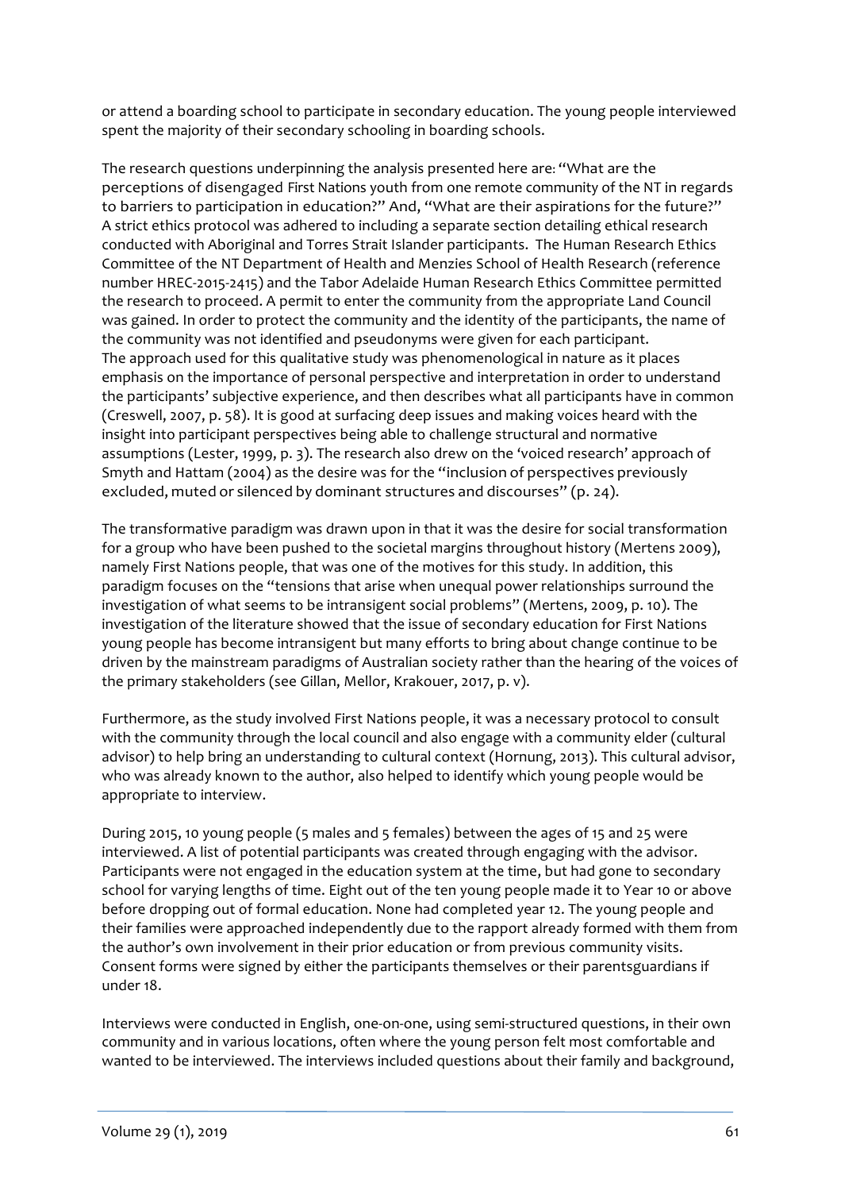or attend a boarding school to participate in secondary education. The young people interviewed spent the majority of their secondary schooling in boarding schools.

The research questions underpinning the analysis presented here are: "What are the perceptions of disengaged First Nations youth from one remote community of the NT in regards to barriers to participation in education?" And, "What are their aspirations for the future?" A strict ethics protocol was adhered to including a separate section detailing ethical research conducted with Aboriginal and Torres Strait Islander participants. The Human Research Ethics Committee of the NT Department of Health and Menzies School of Health Research (reference number HREC-2015-2415) and the Tabor Adelaide Human Research Ethics Committee permitted the research to proceed. A permit to enter the community from the appropriate Land Council was gained. In order to protect the community and the identity of the participants, the name of the community was not identified and pseudonyms were given for each participant.
The approach used for this qualitative study was phenomenological in nature as it places emphasis on the importance of personal perspective and interpretation in order to understand the participants' subjective experience, and then describes what all participants have in common (Creswell, 2007, p. 58). It is good at surfacing deep issues and making voices heard with the insight into participant perspectives being able to challenge structural and normative assumptions (Lester, 1999, p. 3). The research also drew on the 'voiced research' approach of Smyth and Hattam (2004) as the desire was for the "inclusion of perspectives previously excluded, muted or silenced by dominant structures and discourses" (p. 24).

The transformative paradigm was drawn upon in that it was the desire for social transformation for a group who have been pushed to the societal margins throughout history (Mertens 2009), namely First Nations people, that was one of the motives for this study. In addition, this paradigm focuses on the "tensions that arise when unequal power relationships surround the investigation of what seems to be intransigent social problems" (Mertens, 2009, p. 10). The investigation of the literature showed that the issue of secondary education for First Nations young people has become intransigent but many efforts to bring about change continue to be driven by the mainstream paradigms of Australian society rather than the hearing of the voices of the primary stakeholders (see Gillan, Mellor, Krakouer, 2017, p. v).

Furthermore, as the study involved First Nations people, it was a necessary protocol to consult with the community through the local council and also engage with a community elder (cultural advisor) to help bring an understanding to cultural context (Hornung, 2013). This cultural advisor, who was already known to the author, also helped to identify which young people would be appropriate to interview.

During 2015, 10 young people (5 males and 5 females) between the ages of 15 and 25 were interviewed. A list of potential participants was created through engaging with the advisor. Participants were not engaged in the education system at the time, but had gone to secondary school for varying lengths of time. Eight out of the ten young people made it to Year 10 or above before dropping out of formal education. None had completed year 12. The young people and their families were approached independently due to the rapport already formed with them from the author's own involvement in their prior education or from previous community visits. Consent forms were signed by either the participants themselves or their parentsguardians if under 18.

Interviews were conducted in English, one-on-one, using semi-structured questions, in their own community and in various locations, often where the young person felt most comfortable and wanted to be interviewed. The interviews included questions about their family and background,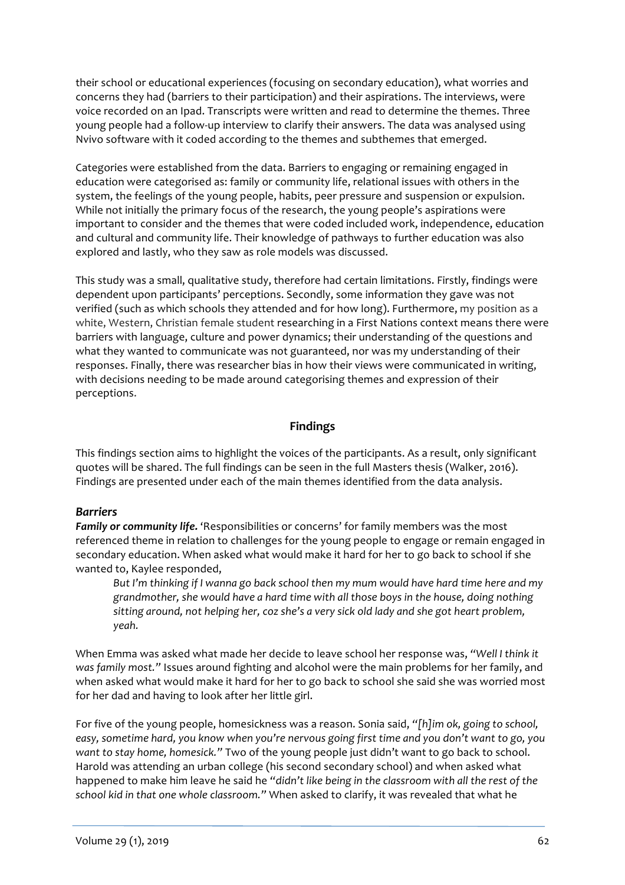their school or educational experiences (focusing on secondary education), what worries and concerns they had (barriers to their participation) and their aspirations. The interviews, were voice recorded on an Ipad. Transcripts were written and read to determine the themes. Three young people had a follow-up interview to clarify their answers. The data was analysed using Nvivo software with it coded according to the themes and subthemes that emerged.

Categories were established from the data. Barriers to engaging or remaining engaged in education were categorised as: family or community life, relational issues with others in the system, the feelings of the young people, habits, peer pressure and suspension or expulsion. While not initially the primary focus of the research, the young people's aspirations were important to consider and the themes that were coded included work, independence, education and cultural and community life. Their knowledge of pathways to further education was also explored and lastly, who they saw as role models was discussed.

This study was a small, qualitative study, therefore had certain limitations. Firstly, findings were dependent upon participants' perceptions. Secondly, some information they gave was not verified (such as which schools they attended and for how long). Furthermore, my position as a white, Western, Christian female student researching in a First Nations context means there were barriers with language, culture and power dynamics; their understanding of the questions and what they wanted to communicate was not guaranteed, nor was my understanding of their responses. Finally, there was researcher bias in how their views were communicated in writing, with decisions needing to be made around categorising themes and expression of their perceptions.

## Findings

This findings section aims to highlight the voices of the participants. As a result, only significant quotes will be shared. The full findings can be seen in the full Masters thesis (Walker, 2016). Findings are presented under each of the main themes identified from the data analysis.

### *Barriers*

***Family or community life.*** 'Responsibilities or concerns' for family members was the most referenced theme in relation to challenges for the young people to engage or remain engaged in secondary education. When asked what would make it hard for her to go back to school if she wanted to, Kaylee responded,

> *But I'm thinking if I wanna go back school then my mum would have hard time here and my grandmother, she would have a hard time with all those boys in the house, doing nothing sitting around, not helping her, coz she's a very sick old lady and she got heart problem, yeah.*

When Emma was asked what made her decide to leave school her response was, "*Well I think it was family most.*" Issues around fighting and alcohol were the main problems for her family, and when asked what would make it hard for her to go back to school she said she was worried most for her dad and having to look after her little girl.

For five of the young people, homesickness was a reason. Sonia said, "*[h]im ok, going to school, easy, sometime hard, you know when you're nervous going first time and you don't want to go, you want to stay home, homesick.*" Two of the young people just didn't want to go back to school. Harold was attending an urban college (his second secondary school) and when asked what happened to make him leave he said he "*didn't like being in the classroom with all the rest of the school kid in that one whole classroom.*" When asked to clarify, it was revealed that what he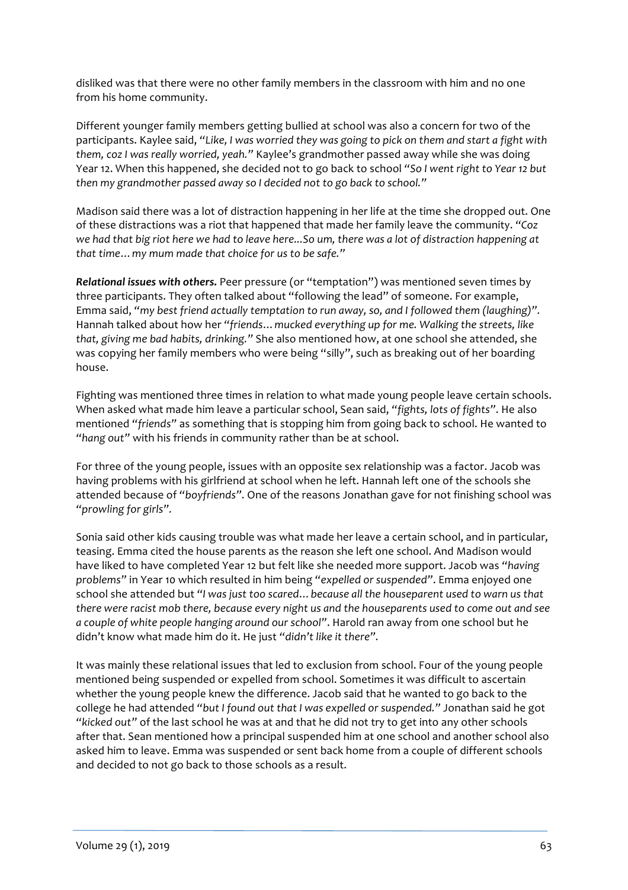disliked was that there were no other family members in the classroom with him and no one from his home community.

Different younger family members getting bullied at school was also a concern for two of the participants. Kaylee said, "*Like, I was worried they was going to pick on them and start a fight with them, coz I was really worried, yeah.*" Kaylee's grandmother passed away while she was doing Year 12. When this happened, she decided not to go back to school "*So I went right to Year 12 but then my grandmother passed away so I decided not to go back to school.*"

Madison said there was a lot of distraction happening in her life at the time she dropped out. One of these distractions was a riot that happened that made her family leave the community. "*Coz we had that big riot here we had to leave here...So um, there was a lot of distraction happening at that time… my mum made that choice for us to be safe.*"

***Relational issues with others.*** Peer pressure (or "temptation") was mentioned seven times by three participants. They often talked about "following the lead" of someone. For example, Emma said, "*my best friend actually temptation to run away, so, and I followed them (laughing)*". Hannah talked about how her "*friends… mucked everything up for me. Walking the streets, like that, giving me bad habits, drinking.*" She also mentioned how, at one school she attended, she was copying her family members who were being "silly", such as breaking out of her boarding house.

Fighting was mentioned three times in relation to what made young people leave certain schools. When asked what made him leave a particular school, Sean said, "*fights, lots of fights*". He also mentioned "*friends*" as something that is stopping him from going back to school. He wanted to "*hang out*" with his friends in community rather than be at school.

For three of the young people, issues with an opposite sex relationship was a factor. Jacob was having problems with his girlfriend at school when he left. Hannah left one of the schools she attended because of "*boyfriends*". One of the reasons Jonathan gave for not finishing school was "*prowling for girls*".

Sonia said other kids causing trouble was what made her leave a certain school, and in particular, teasing. Emma cited the house parents as the reason she left one school. And Madison would have liked to have completed Year 12 but felt like she needed more support. Jacob was "*having problems*" in Year 10 which resulted in him being "*expelled or suspended*". Emma enjoyed one school she attended but "*I was just too scared… because all the houseparent used to warn us that there were racist mob there, because every night us and the houseparents used to come out and see a couple of white people hanging around our school*". Harold ran away from one school but he didn't know what made him do it. He just "*didn't like it there*".

It was mainly these relational issues that led to exclusion from school. Four of the young people mentioned being suspended or expelled from school. Sometimes it was difficult to ascertain whether the young people knew the difference. Jacob said that he wanted to go back to the college he had attended "*but I found out that I was expelled or suspended.*" Jonathan said he got "*kicked out*" of the last school he was at and that he did not try to get into any other schools after that. Sean mentioned how a principal suspended him at one school and another school also asked him to leave. Emma was suspended or sent back home from a couple of different schools and decided to not go back to those schools as a result.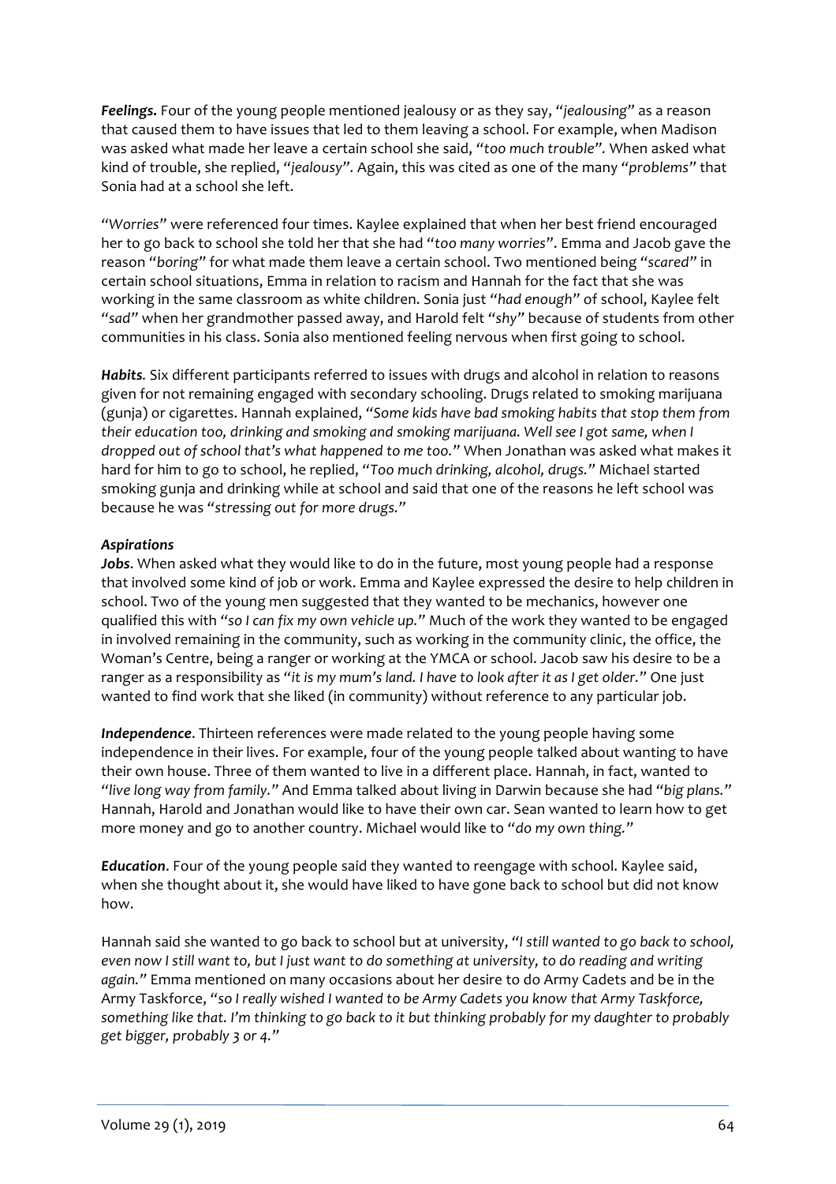***Feelings.*** Four of the young people mentioned jealousy or as they say, "*jealousing*" as a reason that caused them to have issues that led to them leaving a school. For example, when Madison was asked what made her leave a certain school she said, "*too much trouble*". When asked what kind of trouble, she replied, "*jealousy*". Again, this was cited as one of the many "*problems*" that Sonia had at a school she left.

"*Worries*" were referenced four times. Kaylee explained that when her best friend encouraged her to go back to school she told her that she had "*too many worries*". Emma and Jacob gave the reason "*boring*" for what made them leave a certain school. Two mentioned being "*scared*" in certain school situations, Emma in relation to racism and Hannah for the fact that she was working in the same classroom as white children. Sonia just "*had enough*" of school, Kaylee felt "*sad*" when her grandmother passed away, and Harold felt "*shy*" because of students from other communities in his class. Sonia also mentioned feeling nervous when first going to school.

***Habits.*** Six different participants referred to issues with drugs and alcohol in relation to reasons given for not remaining engaged with secondary schooling. Drugs related to smoking marijuana (gunja) or cigarettes. Hannah explained, "*Some kids have bad smoking habits that stop them from their education too, drinking and smoking and smoking marijuana. Well see I got same, when I dropped out of school that's what happened to me too.*" When Jonathan was asked what makes it hard for him to go to school, he replied, "*Too much drinking, alcohol, drugs.*" Michael started smoking gunja and drinking while at school and said that one of the reasons he left school was because he was "*stressing out for more drugs.*"

***Aspirations***

***Jobs***. When asked what they would like to do in the future, most young people had a response that involved some kind of job or work. Emma and Kaylee expressed the desire to help children in school. Two of the young men suggested that they wanted to be mechanics, however one qualified this with "*so I can fix my own vehicle up.*" Much of the work they wanted to be engaged in involved remaining in the community, such as working in the community clinic, the office, the Woman's Centre, being a ranger or working at the YMCA or school. Jacob saw his desire to be a ranger as a responsibility as "*it is my mum's land. I have to look after it as I get older.*" One just wanted to find work that she liked (in community) without reference to any particular job.

***Independence***. Thirteen references were made related to the young people having some independence in their lives. For example, four of the young people talked about wanting to have their own house. Three of them wanted to live in a different place. Hannah, in fact, wanted to "*live long way from family.*" And Emma talked about living in Darwin because she had "*big plans.*" Hannah, Harold and Jonathan would like to have their own car. Sean wanted to learn how to get more money and go to another country. Michael would like to "*do my own thing.*"

***Education***. Four of the young people said they wanted to reengage with school. Kaylee said, when she thought about it, she would have liked to have gone back to school but did not know how.

Hannah said she wanted to go back to school but at university, "*I still wanted to go back to school, even now I still want to, but I just want to do something at university, to do reading and writing again.*" Emma mentioned on many occasions about her desire to do Army Cadets and be in the Army Taskforce, "*so I really wished I wanted to be Army Cadets you know that Army Taskforce, something like that. I'm thinking to go back to it but thinking probably for my daughter to probably get bigger, probably 3 or 4.*"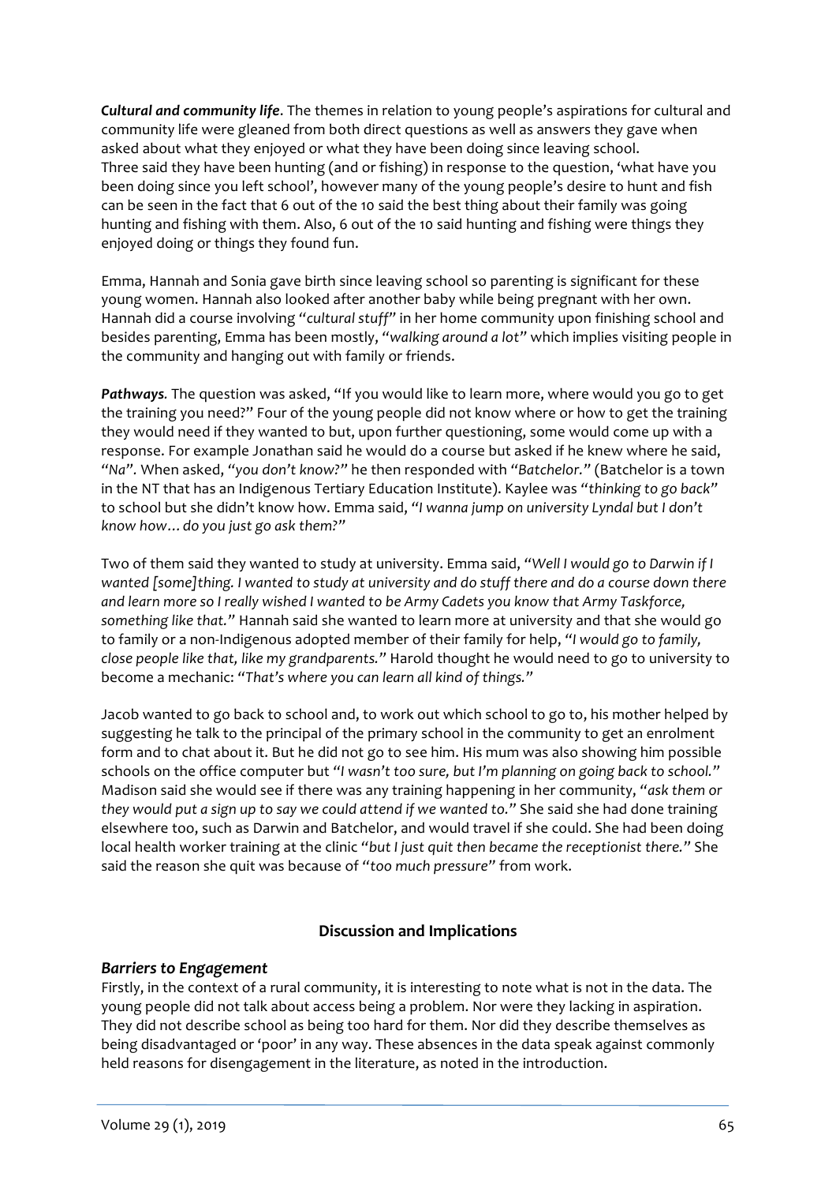***Cultural and community life***. The themes in relation to young people's aspirations for cultural and community life were gleaned from both direct questions as well as answers they gave when asked about what they enjoyed or what they have been doing since leaving school. Three said they have been hunting (and or fishing) in response to the question, 'what have you been doing since you left school', however many of the young people's desire to hunt and fish can be seen in the fact that 6 out of the 10 said the best thing about their family was going hunting and fishing with them. Also, 6 out of the 10 said hunting and fishing were things they enjoyed doing or things they found fun.

Emma, Hannah and Sonia gave birth since leaving school so parenting is significant for these young women. Hannah also looked after another baby while being pregnant with her own. Hannah did a course involving "*cultural stuff*" in her home community upon finishing school and besides parenting, Emma has been mostly, "*walking around a lot*" which implies visiting people in the community and hanging out with family or friends.

***Pathways.*** The question was asked, "If you would like to learn more, where would you go to get the training you need?" Four of the young people did not know where or how to get the training they would need if they wanted to but, upon further questioning, some would come up with a response. For example Jonathan said he would do a course but asked if he knew where he said, "*Na*". When asked, "*you don't know?*" he then responded with "*Batchelor.*" (Batchelor is a town in the NT that has an Indigenous Tertiary Education Institute). Kaylee was "*thinking to go back*" to school but she didn't know how. Emma said, "*I wanna jump on university Lyndal but I don't know how… do you just go ask them?*"

Two of them said they wanted to study at university. Emma said, "*Well I would go to Darwin if I wanted [some]thing. I wanted to study at university and do stuff there and do a course down there and learn more so I really wished I wanted to be Army Cadets you know that Army Taskforce, something like that.*" Hannah said she wanted to learn more at university and that she would go to family or a non-Indigenous adopted member of their family for help, "*I would go to family, close people like that, like my grandparents.*" Harold thought he would need to go to university to become a mechanic: "*That's where you can learn all kind of things.*"

Jacob wanted to go back to school and, to work out which school to go to, his mother helped by suggesting he talk to the principal of the primary school in the community to get an enrolment form and to chat about it. But he did not go to see him. His mum was also showing him possible schools on the office computer but "*I wasn't too sure, but I'm planning on going back to school.*" Madison said she would see if there was any training happening in her community, "*ask them or they would put a sign up to say we could attend if we wanted to.*" She said she had done training elsewhere too, such as Darwin and Batchelor, and would travel if she could. She had been doing local health worker training at the clinic "*but I just quit then became the receptionist there.*" She said the reason she quit was because of "*too much pressure*" from work.

## Discussion and Implications

### *Barriers to Engagement*

Firstly, in the context of a rural community, it is interesting to note what is not in the data. The young people did not talk about access being a problem. Nor were they lacking in aspiration. They did not describe school as being too hard for them. Nor did they describe themselves as being disadvantaged or 'poor' in any way. These absences in the data speak against commonly held reasons for disengagement in the literature, as noted in the introduction.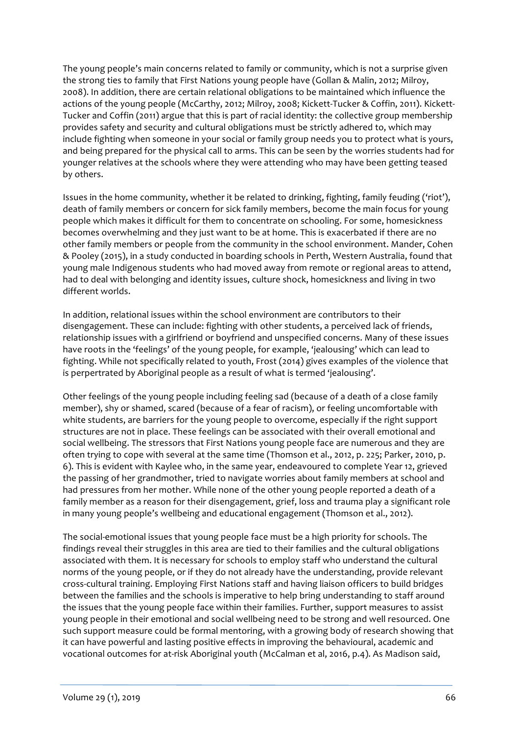The young people's main concerns related to family or community, which is not a surprise given the strong ties to family that First Nations young people have (Gollan & Malin, 2012; Milroy, 2008). In addition, there are certain relational obligations to be maintained which influence the actions of the young people (McCarthy, 2012; Milroy, 2008; Kickett-Tucker & Coffin, 2011). Kickett-Tucker and Coffin (2011) argue that this is part of racial identity: the collective group membership provides safety and security and cultural obligations must be strictly adhered to, which may include fighting when someone in your social or family group needs you to protect what is yours, and being prepared for the physical call to arms. This can be seen by the worries students had for younger relatives at the schools where they were attending who may have been getting teased by others.

Issues in the home community, whether it be related to drinking, fighting, family feuding ('riot'), death of family members or concern for sick family members, become the main focus for young people which makes it difficult for them to concentrate on schooling. For some, homesickness becomes overwhelming and they just want to be at home. This is exacerbated if there are no other family members or people from the community in the school environment. Mander, Cohen & Pooley (2015), in a study conducted in boarding schools in Perth, Western Australia, found that young male Indigenous students who had moved away from remote or regional areas to attend, had to deal with belonging and identity issues, culture shock, homesickness and living in two different worlds.

In addition, relational issues within the school environment are contributors to their disengagement. These can include: fighting with other students, a perceived lack of friends, relationship issues with a girlfriend or boyfriend and unspecified concerns. Many of these issues have roots in the 'feelings' of the young people, for example, 'jealousing' which can lead to fighting. While not specifically related to youth, Frost (2014) gives examples of the violence that is perpertrated by Aboriginal people as a result of what is termed 'jealousing'.

Other feelings of the young people including feeling sad (because of a death of a close family member), shy or shamed, scared (because of a fear of racism), or feeling uncomfortable with white students, are barriers for the young people to overcome, especially if the right support structures are not in place. These feelings can be associated with their overall emotional and social wellbeing. The stressors that First Nations young people face are numerous and they are often trying to cope with several at the same time (Thomson et al., 2012, p. 225; Parker, 2010, p. 6). This is evident with Kaylee who, in the same year, endeavoured to complete Year 12, grieved the passing of her grandmother, tried to navigate worries about family members at school and had pressures from her mother. While none of the other young people reported a death of a family member as a reason for their disengagement, grief, loss and trauma play a significant role in many young people's wellbeing and educational engagement (Thomson et al., 2012).

The social-emotional issues that young people face must be a high priority for schools. The findings reveal their struggles in this area are tied to their families and the cultural obligations associated with them. It is necessary for schools to employ staff who understand the cultural norms of the young people, or if they do not already have the understanding, provide relevant cross-cultural training. Employing First Nations staff and having liaison officers to build bridges between the families and the schools is imperative to help bring understanding to staff around the issues that the young people face within their families. Further, support measures to assist young people in their emotional and social wellbeing need to be strong and well resourced. One such support measure could be formal mentoring, with a growing body of research showing that it can have powerful and lasting positive effects in improving the behavioural, academic and vocational outcomes for at-risk Aboriginal youth (McCalman et al, 2016, p.4). As Madison said,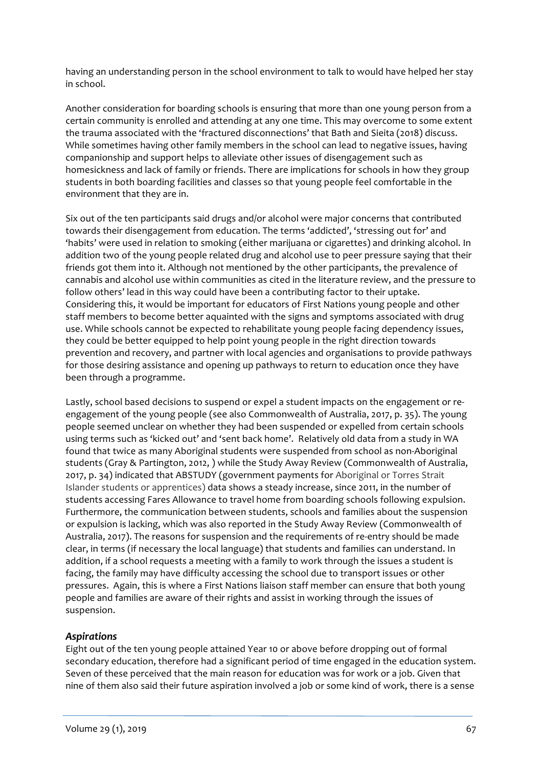having an understanding person in the school environment to talk to would have helped her stay in school.

Another consideration for boarding schools is ensuring that more than one young person from a certain community is enrolled and attending at any one time. This may overcome to some extent the trauma associated with the 'fractured disconnections' that Bath and Sieita (2018) discuss. While sometimes having other family members in the school can lead to negative issues, having companionship and support helps to alleviate other issues of disengagement such as homesickness and lack of family or friends. There are implications for schools in how they group students in both boarding facilities and classes so that young people feel comfortable in the environment that they are in.

Six out of the ten participants said drugs and/or alcohol were major concerns that contributed towards their disengagement from education. The terms 'addicted', 'stressing out for' and 'habits' were used in relation to smoking (either marijuana or cigarettes) and drinking alcohol. In addition two of the young people related drug and alcohol use to peer pressure saying that their friends got them into it. Although not mentioned by the other participants, the prevalence of cannabis and alcohol use within communities as cited in the literature review, and the pressure to follow others' lead in this way could have been a contributing factor to their uptake. Considering this, it would be important for educators of First Nations young people and other staff members to become better aquainted with the signs and symptoms associated with drug use. While schools cannot be expected to rehabilitate young people facing dependency issues, they could be better equipped to help point young people in the right direction towards prevention and recovery, and partner with local agencies and organisations to provide pathways for those desiring assistance and opening up pathways to return to education once they have been through a programme.

Lastly, school based decisions to suspend or expel a student impacts on the engagement or re-engagement of the young people (see also Commonwealth of Australia, 2017, p. 35). The young people seemed unclear on whether they had been suspended or expelled from certain schools using terms such as 'kicked out' and 'sent back home'. Relatively old data from a study in WA found that twice as many Aboriginal students were suspended from school as non-Aboriginal students (Gray & Partington, 2012, ) while the Study Away Review (Commonwealth of Australia, 2017, p. 34) indicated that ABSTUDY (government payments for Aboriginal or Torres Strait Islander students or apprentices) data shows a steady increase, since 2011, in the number of students accessing Fares Allowance to travel home from boarding schools following expulsion. Furthermore, the communication between students, schools and families about the suspension or expulsion is lacking, which was also reported in the Study Away Review (Commonwealth of Australia, 2017). The reasons for suspension and the requirements of re-entry should be made clear, in terms (if necessary the local language) that students and families can understand. In addition, if a school requests a meeting with a family to work through the issues a student is facing, the family may have difficulty accessing the school due to transport issues or other pressures. Again, this is where a First Nations liaison staff member can ensure that both young people and families are aware of their rights and assist in working through the issues of suspension.

### *Aspirations*

Eight out of the ten young people attained Year 10 or above before dropping out of formal secondary education, therefore had a significant period of time engaged in the education system. Seven of these perceived that the main reason for education was for work or a job. Given that nine of them also said their future aspiration involved a job or some kind of work, there is a sense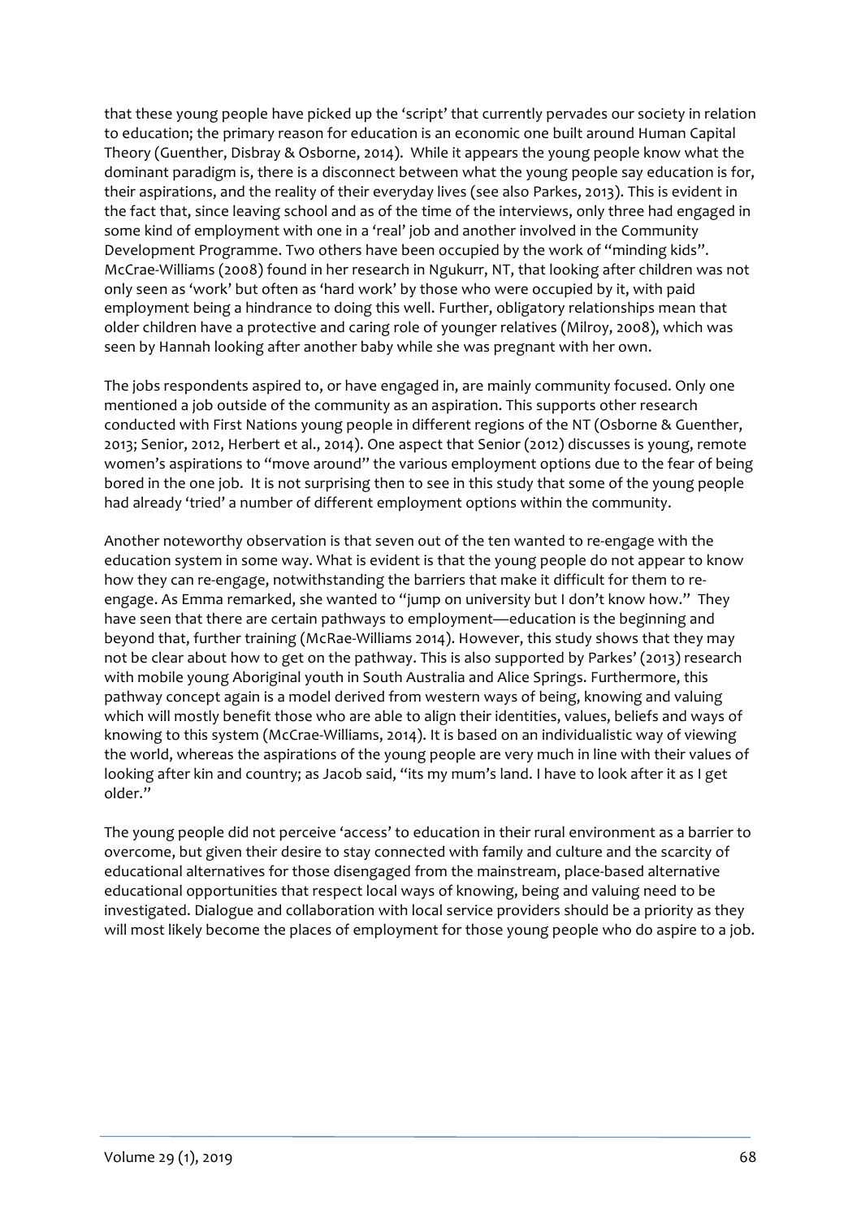that these young people have picked up the 'script' that currently pervades our society in relation to education; the primary reason for education is an economic one built around Human Capital Theory (Guenther, Disbray & Osborne, 2014). While it appears the young people know what the dominant paradigm is, there is a disconnect between what the young people say education is for, their aspirations, and the reality of their everyday lives (see also Parkes, 2013). This is evident in the fact that, since leaving school and as of the time of the interviews, only three had engaged in some kind of employment with one in a 'real' job and another involved in the Community Development Programme. Two others have been occupied by the work of "minding kids". McCrae-Williams (2008) found in her research in Ngukurr, NT, that looking after children was not only seen as 'work' but often as 'hard work' by those who were occupied by it, with paid employment being a hindrance to doing this well. Further, obligatory relationships mean that older children have a protective and caring role of younger relatives (Milroy, 2008), which was seen by Hannah looking after another baby while she was pregnant with her own.

The jobs respondents aspired to, or have engaged in, are mainly community focused. Only one mentioned a job outside of the community as an aspiration. This supports other research conducted with First Nations young people in different regions of the NT (Osborne & Guenther, 2013; Senior, 2012, Herbert et al., 2014). One aspect that Senior (2012) discusses is young, remote women's aspirations to "move around" the various employment options due to the fear of being bored in the one job. It is not surprising then to see in this study that some of the young people had already 'tried' a number of different employment options within the community.

Another noteworthy observation is that seven out of the ten wanted to re-engage with the education system in some way. What is evident is that the young people do not appear to know how they can re-engage, notwithstanding the barriers that make it difficult for them to re-engage. As Emma remarked, she wanted to "jump on university but I don't know how." They have seen that there are certain pathways to employment—education is the beginning and beyond that, further training (McRae-Williams 2014). However, this study shows that they may not be clear about how to get on the pathway. This is also supported by Parkes' (2013) research with mobile young Aboriginal youth in South Australia and Alice Springs. Furthermore, this pathway concept again is a model derived from western ways of being, knowing and valuing which will mostly benefit those who are able to align their identities, values, beliefs and ways of knowing to this system (McCrae-Williams, 2014). It is based on an individualistic way of viewing the world, whereas the aspirations of the young people are very much in line with their values of looking after kin and country; as Jacob said, "its my mum's land. I have to look after it as I get older."

The young people did not perceive 'access' to education in their rural environment as a barrier to overcome, but given their desire to stay connected with family and culture and the scarcity of educational alternatives for those disengaged from the mainstream, place-based alternative educational opportunities that respect local ways of knowing, being and valuing need to be investigated. Dialogue and collaboration with local service providers should be a priority as they will most likely become the places of employment for those young people who do aspire to a job.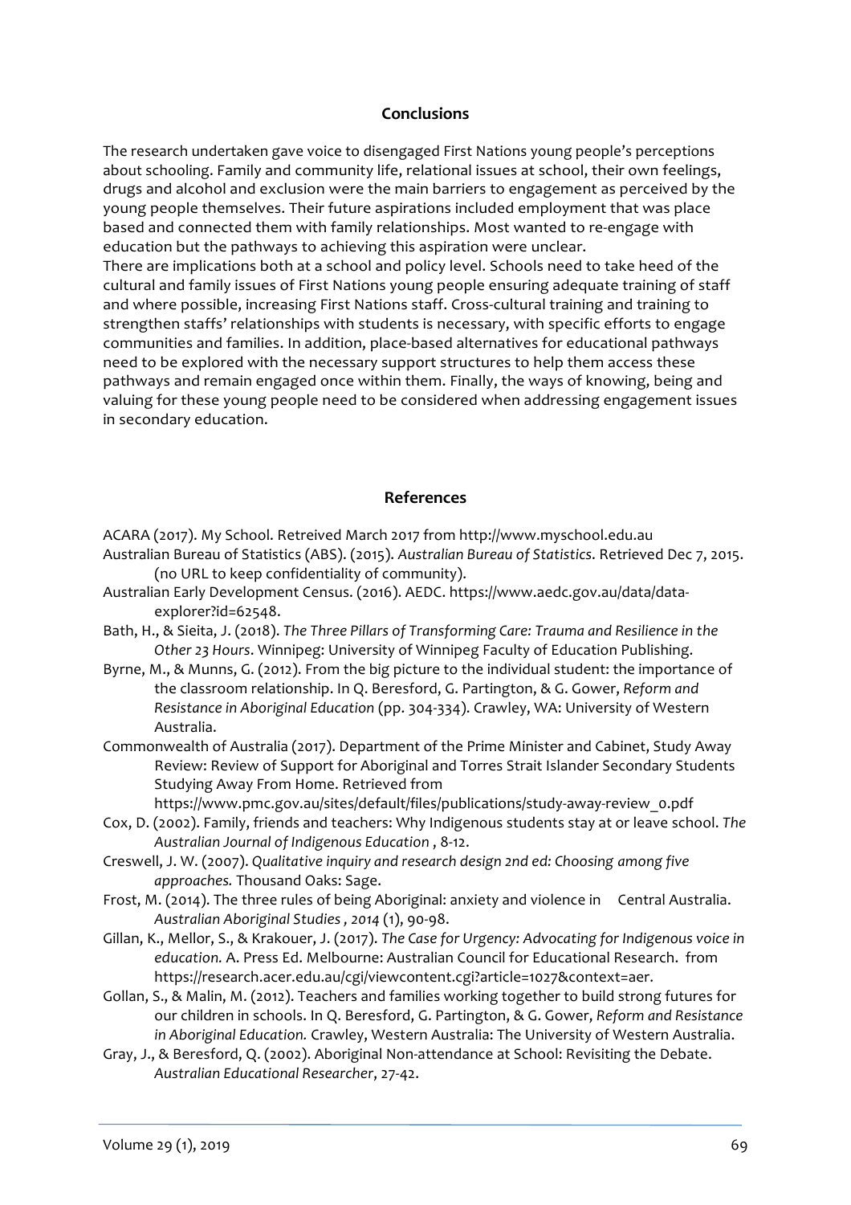## Conclusions

The research undertaken gave voice to disengaged First Nations young people's perceptions about schooling. Family and community life, relational issues at school, their own feelings, drugs and alcohol and exclusion were the main barriers to engagement as perceived by the young people themselves. Their future aspirations included employment that was place based and connected them with family relationships. Most wanted to re-engage with education but the pathways to achieving this aspiration were unclear.

There are implications both at a school and policy level. Schools need to take heed of the cultural and family issues of First Nations young people ensuring adequate training of staff and where possible, increasing First Nations staff. Cross-cultural training and training to strengthen staffs' relationships with students is necessary, with specific efforts to engage communities and families. In addition, place-based alternatives for educational pathways need to be explored with the necessary support structures to help them access these pathways and remain engaged once within them. Finally, the ways of knowing, being and valuing for these young people need to be considered when addressing engagement issues in secondary education.

## References

ACARA (2017). My School. Retreived March 2017 from http://www.myschool.edu.au

Australian Bureau of Statistics (ABS). (2015). *Australian Bureau of Statistics.* Retrieved Dec 7, 2015. (no URL to keep confidentiality of community).

Australian Early Development Census. (2016). AEDC. https://www.aedc.gov.au/data/data-explorer?id=62548.

Bath, H., & Sieita, J. (2018). *The Three Pillars of Transforming Care: Trauma and Resilience in the Other 23 Hours*. Winnipeg: University of Winnipeg Faculty of Education Publishing.

Byrne, M., & Munns, G. (2012). From the big picture to the individual student: the importance of the classroom relationship. In Q. Beresford, G. Partington, & G. Gower, *Reform and Resistance in Aboriginal Education* (pp. 304-334). Crawley, WA: University of Western Australia.

Commonwealth of Australia (2017). Department of the Prime Minister and Cabinet, Study Away Review: Review of Support for Aboriginal and Torres Strait Islander Secondary Students Studying Away From Home. Retrieved from https://www.pmc.gov.au/sites/default/files/publications/study-away-review_0.pdf

Cox, D. (2002). Family, friends and teachers: Why Indigenous students stay at or leave school. *The Australian Journal of Indigenous Education* , 8-12.

Creswell, J. W. (2007). *Qualitative inquiry and research design 2nd ed: Choosing among five approaches.* Thousand Oaks: Sage.

Frost, M. (2014). The three rules of being Aboriginal: anxiety and violence in Central Australia. *Australian Aboriginal Studies , 2014* (1), 90-98.

Gillan, K., Mellor, S., & Krakouer, J. (2017). *The Case for Urgency: Advocating for Indigenous voice in education.* A. Press Ed. Melbourne: Australian Council for Educational Research. from https://research.acer.edu.au/cgi/viewcontent.cgi?article=1027&context=aer.

Gollan, S., & Malin, M. (2012). Teachers and families working together to build strong futures for our children in schools. In Q. Beresford, G. Partington, & G. Gower, *Reform and Resistance in Aboriginal Education.* Crawley, Western Australia: The University of Western Australia.

Gray, J., & Beresford, Q. (2002). Aboriginal Non-attendance at School: Revisiting the Debate. *Australian Educational Researcher*, 27-42.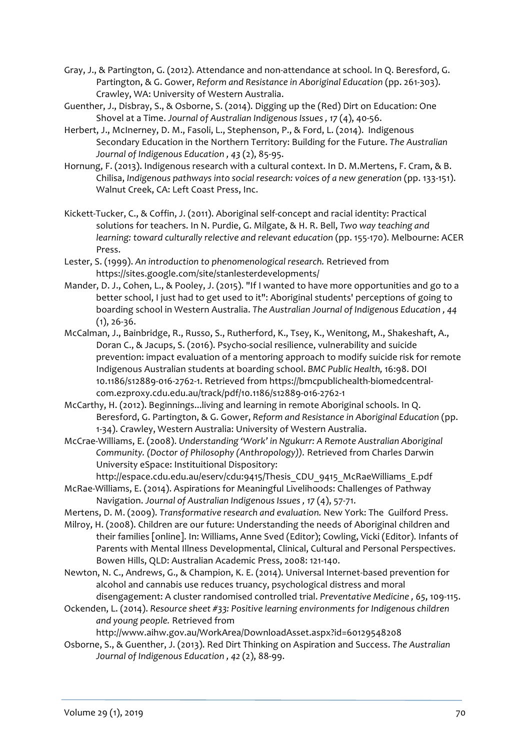Gray, J., & Partington, G. (2012). Attendance and non-attendance at school. In Q. Beresford, G. Partington, & G. Gower, *Reform and Resistance in Aboriginal Education* (pp. 261-303). Crawley, WA: University of Western Australia.

Guenther, J., Disbray, S., & Osborne, S. (2014). Digging up the (Red) Dirt on Education: One Shovel at a Time. *Journal of Australian Indigenous Issues , 17* (4), 40-56.

Herbert, J., McInerney, D. M., Fasoli, L., Stephenson, P., & Ford, L. (2014). Indigenous Secondary Education in the Northern Territory: Building for the Future. *The Australian Journal of Indigenous Education , 43* (2), 85-95.

Hornung, F. (2013). Indigenous research with a cultural context. In D. M.Mertens, F. Cram, & B. Chilisa, *Indigenous pathways into social research: voices of a new generation* (pp. 133-151). Walnut Creek, CA: Left Coast Press, Inc.

Kickett-Tucker, C., & Coffin, J. (2011). Aboriginal self-concept and racial identity: Practical solutions for teachers. In N. Purdie, G. Milgate, & H. R. Bell, *Two way teaching and learning: toward culturally relective and relevant education* (pp. 155-170). Melbourne: ACER Press.

Lester, S. (1999). *An introduction to phenomenological research.* Retrieved from https://sites.google.com/site/stanlesterdevelopments/

Mander, D. J., Cohen, L., & Pooley, J. (2015). "If I wanted to have more opportunities and go to a better school, I just had to get used to it": Aboriginal students' perceptions of going to boarding school in Western Australia. *The Australian Journal of Indigenous Education , 44* (1), 26-36.

McCalman, J., Bainbridge, R., Russo, S., Rutherford, K., Tsey, K., Wenitong, M., Shakeshaft, A., Doran C., & Jacups, S. (2016). Psycho-social resilience, vulnerability and suicide prevention: impact evaluation of a mentoring approach to modify suicide risk for remote Indigenous Australian students at boarding school. *BMC Public Health,* 16:98. DOI 10.1186/s12889-016-2762-1. Retrieved from https://bmcpublichealth-biomedcentral-com.ezproxy.cdu.edu.au/track/pdf/10.1186/s12889-016-2762-1

McCarthy, H. (2012). Beginnings...living and learning in remote Aboriginal schools. In Q. Beresford, G. Partington, & G. Gower, *Reform and Resistance in Aboriginal Education* (pp. 1-34). Crawley, Western Australia: University of Western Australia.

McCrae-Williams, E. (2008). *Understanding 'Work' in Ngukurr: A Remote Australian Aboriginal Community. (Doctor of Philosophy (Anthropology)).* Retrieved from Charles Darwin University eSpace: Instituitional Dispository: http://espace.cdu.edu.au/eserv/cdu:9415/Thesis_CDU_9415_McRaeWilliams_E.pdf

McRae-Williams, E. (2014). Aspirations for Meaningful Livelihoods: Challenges of Pathway Navigation. *Journal of Australian Indigenous Issues , 17* (4), 57-71.

Mertens, D. M. (2009). *Transformative research and evaluation.* New York: The Guilford Press.

Milroy, H. (2008). Children are our future: Understanding the needs of Aboriginal children and their families [online]. In: Williams, Anne Sved (Editor); Cowling, Vicki (Editor). Infants of Parents with Mental Illness Developmental, Clinical, Cultural and Personal Perspectives. Bowen Hills, QLD: Australian Academic Press, 2008: 121-140.

Newton, N. C., Andrews, G., & Champion, K. E. (2014). Universal Internet-based prevention for alcohol and cannabis use reduces truancy, psychological distress and moral disengagement: A cluster randomised controlled trial. *Preventative Medicine , 65*, 109-115.

Ockenden, L. (2014). *Resource sheet #33: Positive learning environments for Indigenous children and young people.* Retrieved from http://www.aihw.gov.au/WorkArea/DownloadAsset.aspx?id=60129548208

Osborne, S., & Guenther, J. (2013). Red Dirt Thinking on Aspiration and Success. *The Australian Journal of Indigenous Education , 42* (2), 88-99.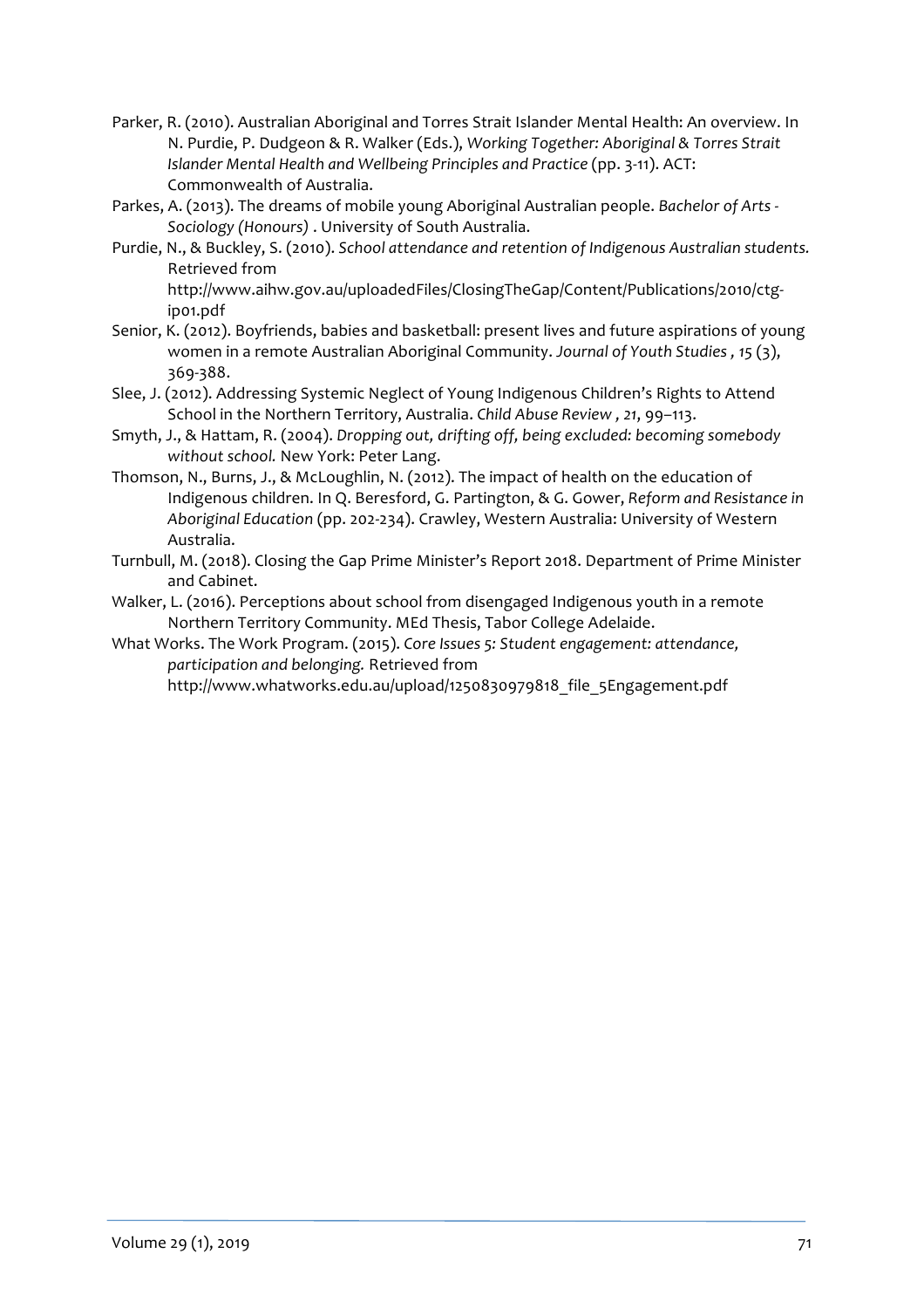Parker, R. (2010). Australian Aboriginal and Torres Strait Islander Mental Health: An overview. In N. Purdie, P. Dudgeon & R. Walker (Eds.), *Working Together: Aboriginal & Torres Strait Islander Mental Health and Wellbeing Principles and Practice* (pp. 3-11). ACT: Commonwealth of Australia.

Parkes, A. (2013). The dreams of mobile young Aboriginal Australian people. *Bachelor of Arts - Sociology (Honours)* . University of South Australia.

Purdie, N., & Buckley, S. (2010). *School attendance and retention of Indigenous Australian students.* Retrieved from http://www.aihw.gov.au/uploadedFiles/ClosingTheGap/Content/Publications/2010/ctg-ip01.pdf

Senior, K. (2012). Boyfriends, babies and basketball: present lives and future aspirations of young women in a remote Australian Aboriginal Community. *Journal of Youth Studies , 15* (3), 369-388.

Slee, J. (2012). Addressing Systemic Neglect of Young Indigenous Children's Rights to Attend School in the Northern Territory, Australia. *Child Abuse Review , 21*, 99–113.

Smyth, J., & Hattam, R. (2004). *Dropping out, drifting off, being excluded: becoming somebody without school.* New York: Peter Lang.

Thomson, N., Burns, J., & McLoughlin, N. (2012). The impact of health on the education of Indigenous children. In Q. Beresford, G. Partington, & G. Gower, *Reform and Resistance in Aboriginal Education* (pp. 202-234). Crawley, Western Australia: University of Western Australia.

Turnbull, M. (2018). Closing the Gap Prime Minister's Report 2018. Department of Prime Minister and Cabinet.

Walker, L. (2016). Perceptions about school from disengaged Indigenous youth in a remote Northern Territory Community. MEd Thesis, Tabor College Adelaide.

What Works. The Work Program. (2015). *Core Issues 5: Student engagement: attendance, participation and belonging.* Retrieved from http://www.whatworks.edu.au/upload/1250830979818_file_5Engagement.pdf